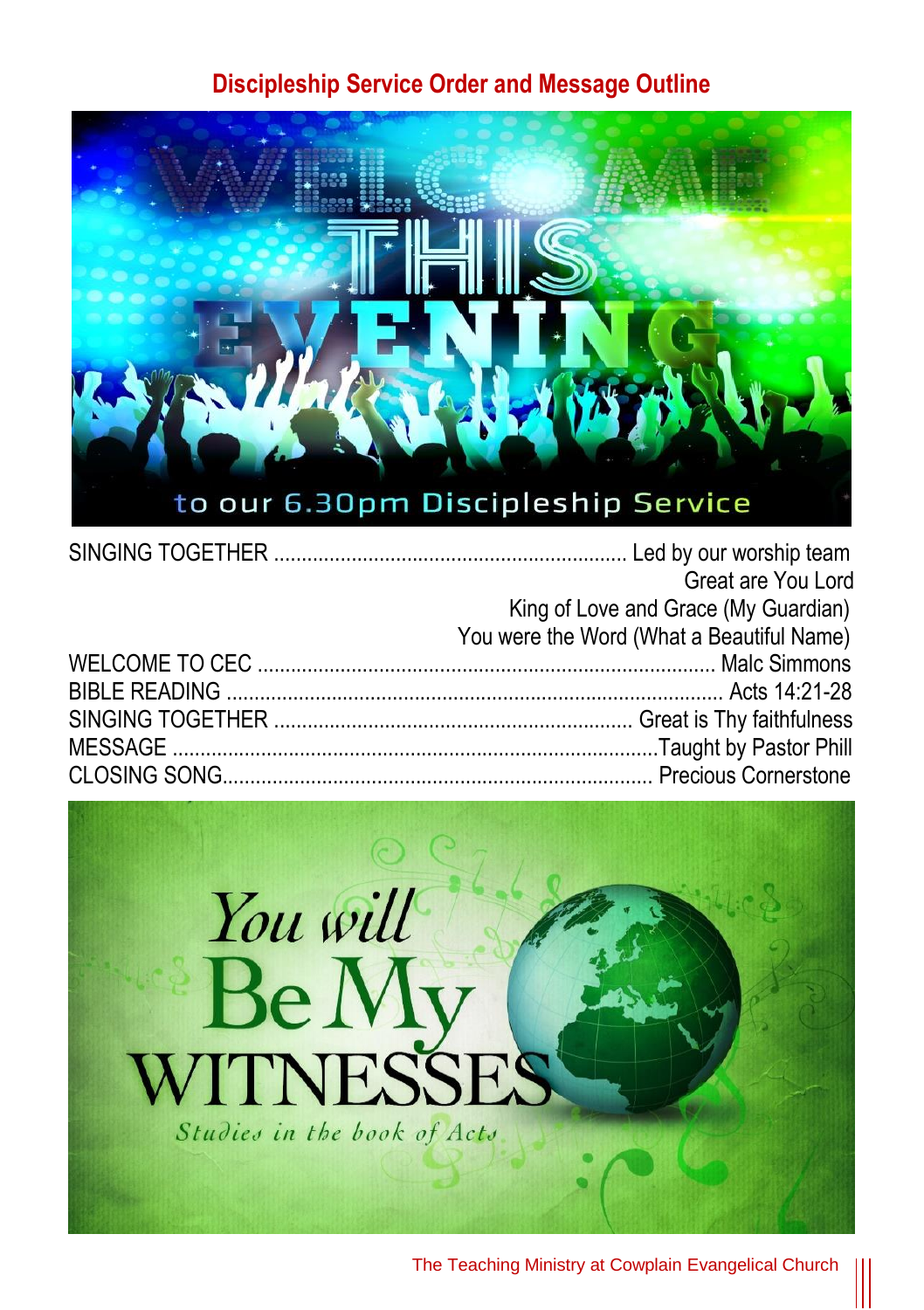## Discipleship Service Order and Message Outline

WELCOME THIS EVENING to our 6.30pm Discipleship Service

SINGING TOGETHER ............................................................... Led by our worship team

Great are You Lord

King of Love and Grace (My Guardian)

You were the Word (What a Beautiful Name)

WELCOME TO CEC .................................................................................. Malc Simmons

BIBLE READING ......................................................................................... Acts 14:21-28

SINGING TOGETHER ................................................................ Great is Thy faithfulness

MESSAGE .......................................................................................Taught by Pastor Phill

CLOSING SONG............................................................................ Precious Cornerstone

You will Be My WITNESSES

*Studies in the book of Acts*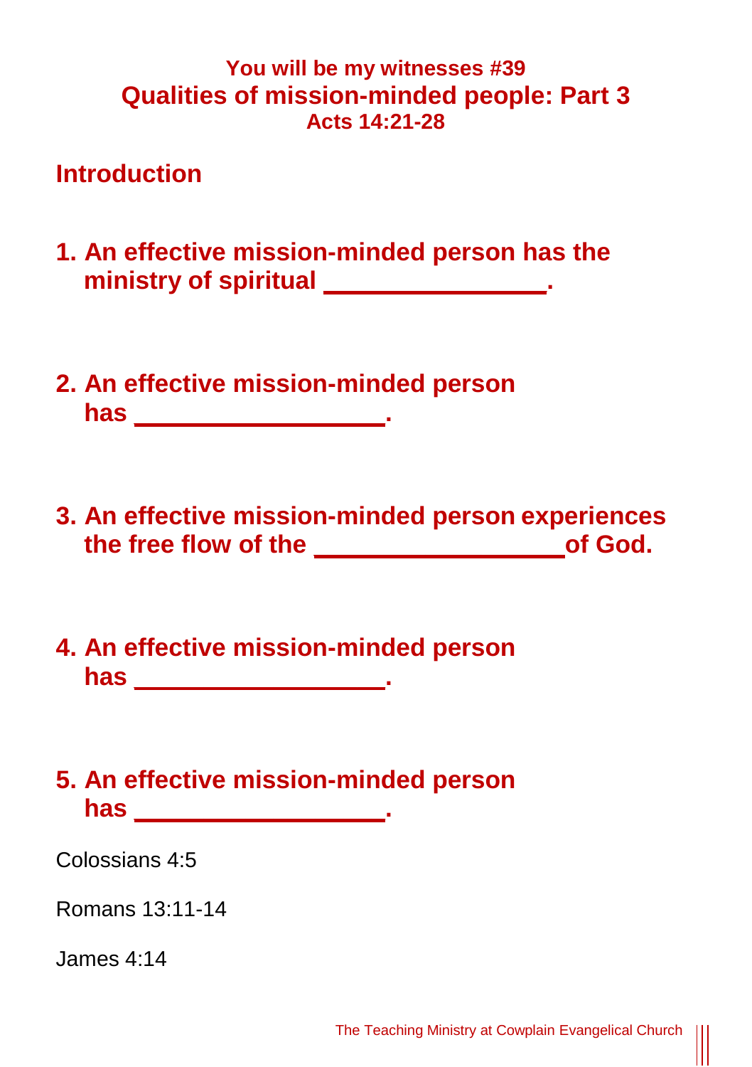**You will be my witnesses #39**

# Qualities of mission-minded people: Part 3

**Acts 14:21-28**

## Introduction

1. **An effective mission-minded person has the ministry of spiritual _______________.**

2. **An effective mission-minded person has _________________.**

3. **An effective mission-minded person experiences the free flow of the _________________ of God.**

4. **An effective mission-minded person has _________________.**

5. **An effective mission-minded person has _________________.**

Colossians 4:5

Romans 13:11-14

James 4:14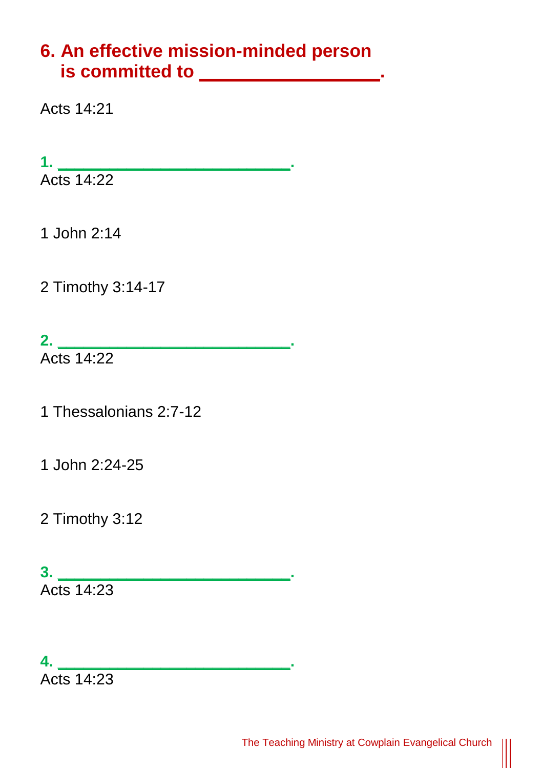## 6. An effective mission-minded person is committed to ________________.

Acts 14:21

**1. ______________________.**
Acts 14:22

1 John 2:14

2 Timothy 3:14-17

**2. ______________________.**
Acts 14:22

1 Thessalonians 2:7-12

1 John 2:24-25

2 Timothy 3:12

**3. ______________________.**
Acts 14:23

**4. ______________________.**
Acts 14:23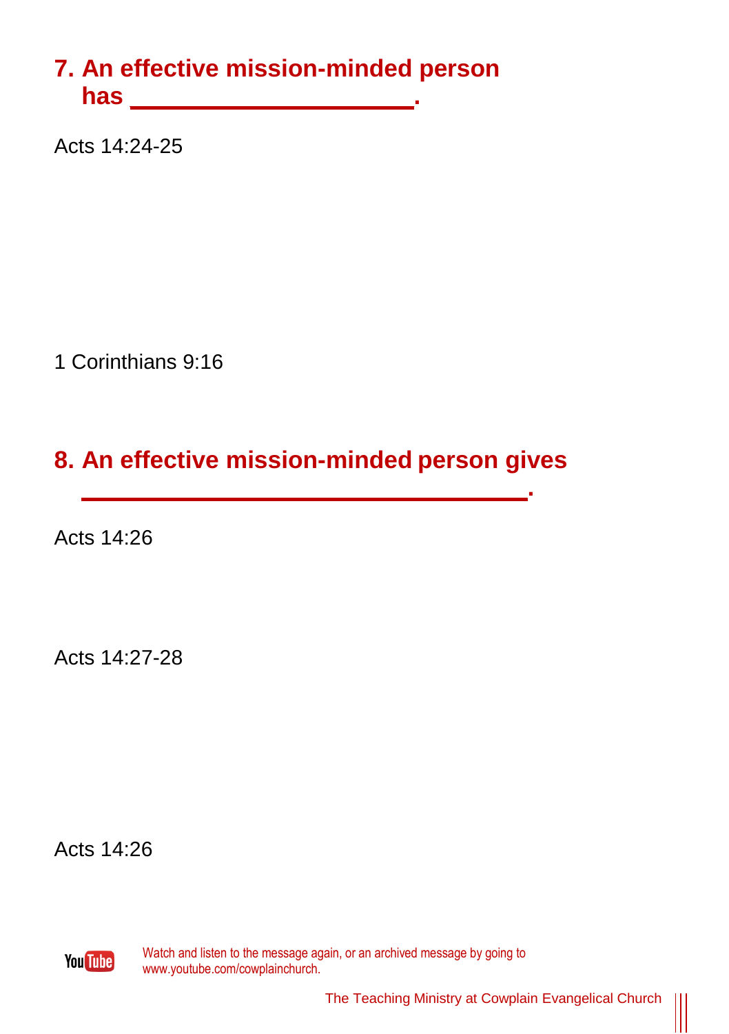## 7. An effective mission-minded person has ____________________.

Acts 14:24-25

1 Corinthians 9:16

## 8. An effective mission-minded person gives ______________________________.

Acts 14:26

Acts 14:27-28

Acts 14:26

Watch and listen to the message again, or an archived message by going to www.youtube.com/cowplainchurch.

The Teaching Ministry at Cowplain Evangelical Church